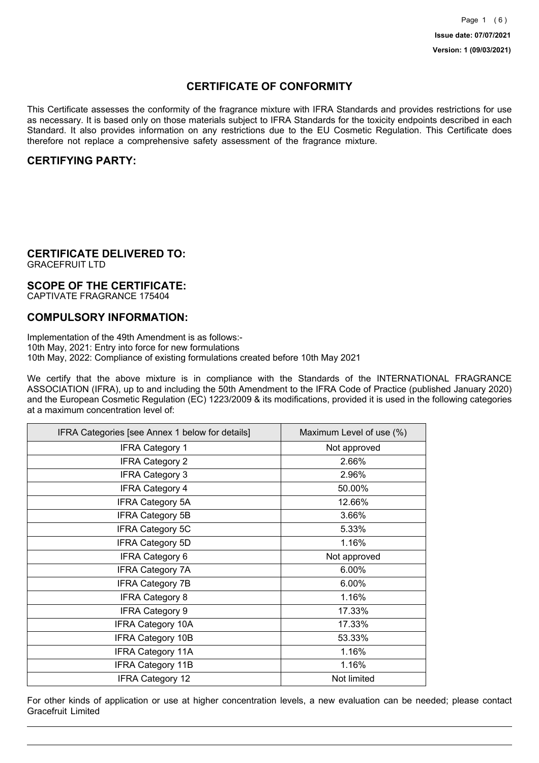Issue date: 07/07/2021

Version: 1 (09/03/2021)

# CERTIFICATE OF CONFORMITY

This Certificate assesses the conformity of the fragrance mixture with IFRA Standards and provides restrictions for use as necessary. It is based only on those materials subject to IFRA Standards for the toxicity endpoints described in each Standard. It also provides information on any restrictions due to the EU Cosmetic Regulation. This Certificate does therefore not replace a comprehensive safety assessment of the fragrance mixture.

## CERTIFYING PARTY:

## CERTIFICATE DELIVERED TO:

GRACEFRUIT LTD

## SCOPE OF THE CERTIFICATE:

CAPTIVATE FRAGRANCE 175404

## COMPULSORY INFORMATION:

Implementation of the 49th Amendment is as follows:-
10th May, 2021: Entry into force for new formulations
10th May, 2022: Compliance of existing formulations created before 10th May 2021

We certify that the above mixture is in compliance with the Standards of the INTERNATIONAL FRAGRANCE ASSOCIATION (IFRA), up to and including the 50th Amendment to the IFRA Code of Practice (published January 2020) and the European Cosmetic Regulation (EC) 1223/2009 & its modifications, provided it is used in the following categories at a maximum concentration level of:

| IFRA Categories [see Annex 1 below for details] | Maximum Level of use (%) |
|---|---|
| IFRA Category 1 | Not approved |
| IFRA Category 2 | 2.66% |
| IFRA Category 3 | 2.96% |
| IFRA Category 4 | 50.00% |
| IFRA Category 5A | 12.66% |
| IFRA Category 5B | 3.66% |
| IFRA Category 5C | 5.33% |
| IFRA Category 5D | 1.16% |
| IFRA Category 6 | Not approved |
| IFRA Category 7A | 6.00% |
| IFRA Category 7B | 6.00% |
| IFRA Category 8 | 1.16% |
| IFRA Category 9 | 17.33% |
| IFRA Category 10A | 17.33% |
| IFRA Category 10B | 53.33% |
| IFRA Category 11A | 1.16% |
| IFRA Category 11B | 1.16% |
| IFRA Category 12 | Not limited |

For other kinds of application or use at higher concentration levels, a new evaluation can be needed; please contact Gracefruit Limited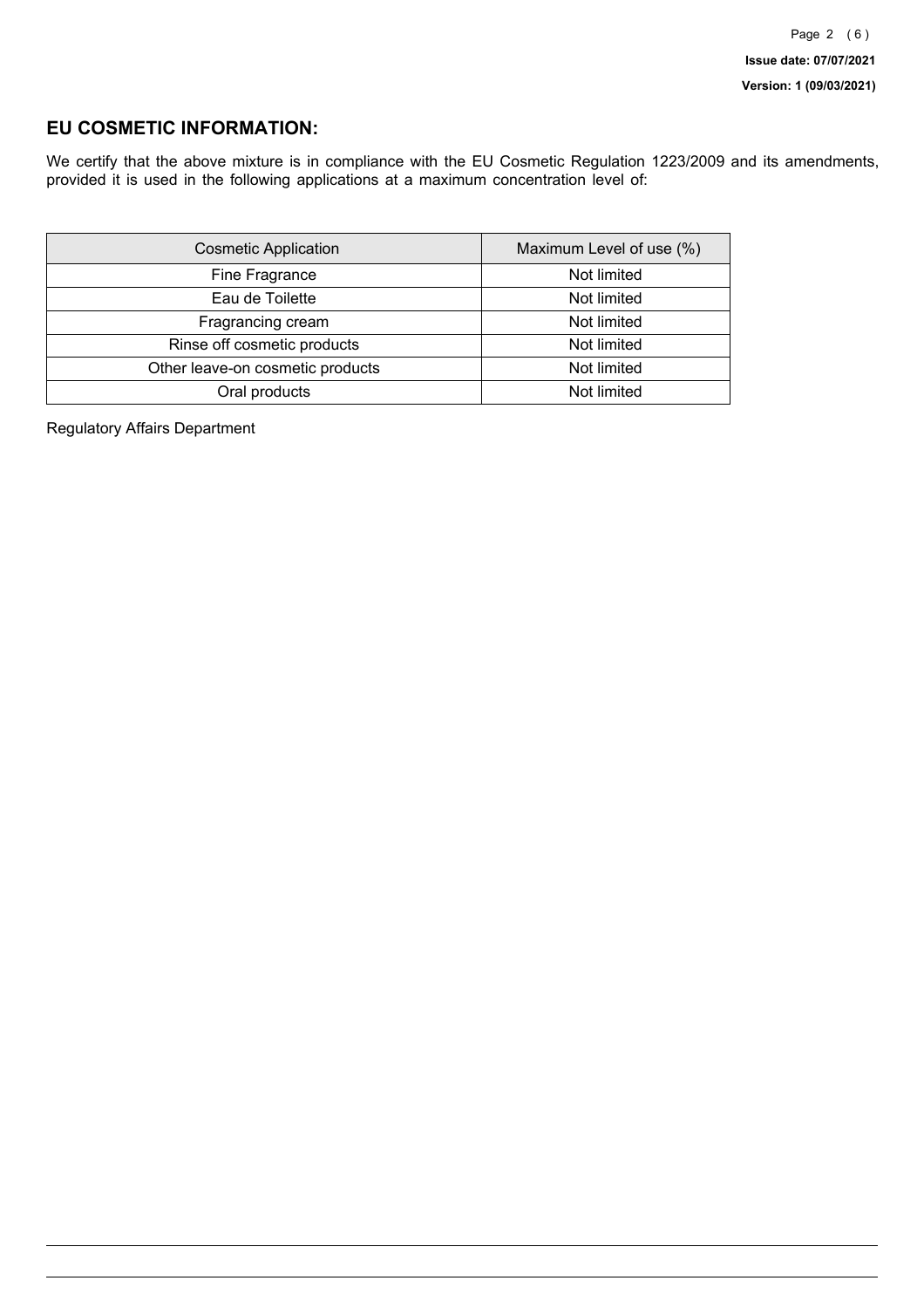## EU COSMETIC INFORMATION:

We certify that the above mixture is in compliance with the EU Cosmetic Regulation 1223/2009 and its amendments, provided it is used in the following applications at a maximum concentration level of:

| Cosmetic Application | Maximum Level of use (%) |
| --- | --- |
| Fine Fragrance | Not limited |
| Eau de Toilette | Not limited |
| Fragrancing cream | Not limited |
| Rinse off cosmetic products | Not limited |
| Other leave-on cosmetic products | Not limited |
| Oral products | Not limited |

Regulatory Affairs Department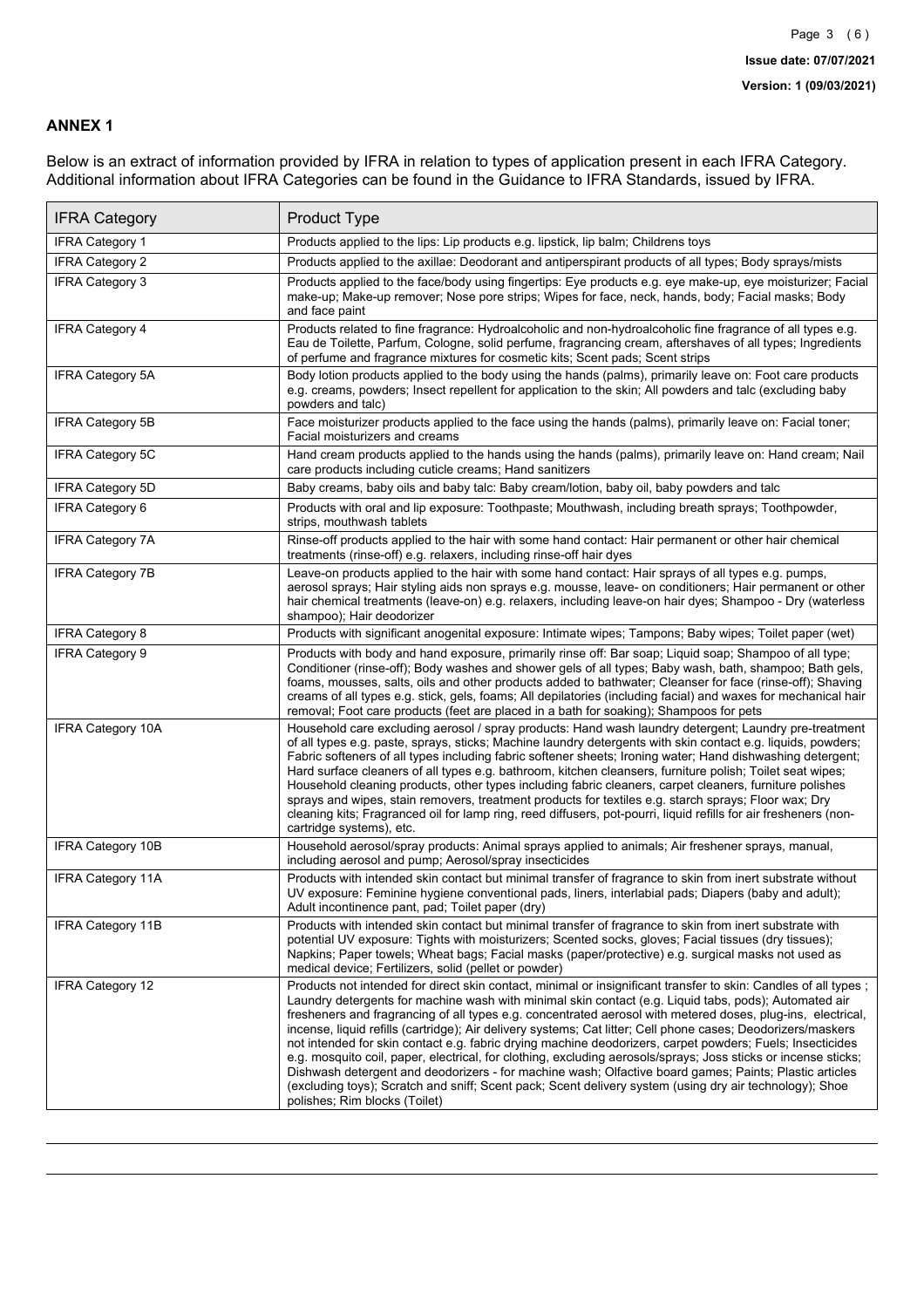## ANNEX 1

Below is an extract of information provided by IFRA in relation to types of application present in each IFRA Category. Additional information about IFRA Categories can be found in the Guidance to IFRA Standards, issued by IFRA.

| IFRA Category | Product Type |
|---|---|
| IFRA Category 1 | Products applied to the lips: Lip products e.g. lipstick, lip balm; Childrens toys |
| IFRA Category 2 | Products applied to the axillae: Deodorant and antiperspirant products of all types; Body sprays/mists |
| IFRA Category 3 | Products applied to the face/body using fingertips: Eye products e.g. eye make-up, eye moisturizer; Facial make-up; Make-up remover; Nose pore strips; Wipes for face, neck, hands, body; Facial masks; Body and face paint |
| IFRA Category 4 | Products related to fine fragrance: Hydroalcoholic and non-hydroalcoholic fine fragrance of all types e.g. Eau de Toilette, Parfum, Cologne, solid perfume, fragrancing cream, aftershaves of all types; Ingredients of perfume and fragrance mixtures for cosmetic kits; Scent pads; Scent strips |
| IFRA Category 5A | Body lotion products applied to the body using the hands (palms), primarily leave on: Foot care products e.g. creams, powders; Insect repellent for application to the skin; All powders and talc (excluding baby powders and talc) |
| IFRA Category 5B | Face moisturizer products applied to the face using the hands (palms), primarily leave on: Facial toner; Facial moisturizers and creams |
| IFRA Category 5C | Hand cream products applied to the hands using the hands (palms), primarily leave on: Hand cream; Nail care products including cuticle creams; Hand sanitizers |
| IFRA Category 5D | Baby creams, baby oils and baby talc: Baby cream/lotion, baby oil, baby powders and talc |
| IFRA Category 6 | Products with oral and lip exposure: Toothpaste; Mouthwash, including breath sprays; Toothpowder, strips, mouthwash tablets |
| IFRA Category 7A | Rinse-off products applied to the hair with some hand contact: Hair permanent or other hair chemical treatments (rinse-off) e.g. relaxers, including rinse-off hair dyes |
| IFRA Category 7B | Leave-on products applied to the hair with some hand contact: Hair sprays of all types e.g. pumps, aerosol sprays; Hair styling aids non sprays e.g. mousse, leave- on conditioners; Hair permanent or other hair chemical treatments (leave-on) e.g. relaxers, including leave-on hair dyes; Shampoo - Dry (waterless shampoo); Hair deodorizer |
| IFRA Category 8 | Products with significant anogenital exposure: Intimate wipes; Tampons; Baby wipes; Toilet paper (wet) |
| IFRA Category 9 | Products with body and hand exposure, primarily rinse off: Bar soap; Liquid soap; Shampoo of all type; Conditioner (rinse-off); Body washes and shower gels of all types; Baby wash, bath, shampoo; Bath gels, foams, mousses, salts, oils and other products added to bathwater; Cleanser for face (rinse-off); Shaving creams of all types e.g. stick, gels, foams; All depilatories (including facial) and waxes for mechanical hair removal; Foot care products (feet are placed in a bath for soaking); Shampoos for pets |
| IFRA Category 10A | Household care excluding aerosol / spray products: Hand wash laundry detergent; Laundry pre-treatment of all types e.g. paste, sprays, sticks; Machine laundry detergents with skin contact e.g. liquids, powders; Fabric softeners of all types including fabric softener sheets; Ironing water; Hand dishwashing detergent; Hard surface cleaners of all types e.g. bathroom, kitchen cleansers, furniture polish; Toilet seat wipes; Household cleaning products, other types including fabric cleaners, carpet cleaners, furniture polishes sprays and wipes, stain removers, treatment products for textiles e.g. starch sprays; Floor wax; Dry cleaning kits; Fragranced oil for lamp ring, reed diffusers, pot-pourri, liquid refills for air fresheners (non-cartridge systems), etc. |
| IFRA Category 10B | Household aerosol/spray products: Animal sprays applied to animals; Air freshener sprays, manual, including aerosol and pump; Aerosol/spray insecticides |
| IFRA Category 11A | Products with intended skin contact but minimal transfer of fragrance to skin from inert substrate without UV exposure: Feminine hygiene conventional pads, liners, interlabial pads; Diapers (baby and adult); Adult incontinence pant, pad; Toilet paper (dry) |
| IFRA Category 11B | Products with intended skin contact but minimal transfer of fragrance to skin from inert substrate with potential UV exposure: Tights with moisturizers; Scented socks, gloves; Facial tissues (dry tissues); Napkins; Paper towels; Wheat bags; Facial masks (paper/protective) e.g. surgical masks not used as medical device; Fertilizers, solid (pellet or powder) |
| IFRA Category 12 | Products not intended for direct skin contact, minimal or insignificant transfer to skin: Candles of all types ; Laundry detergents for machine wash with minimal skin contact (e.g. Liquid tabs, pods); Automated air fresheners and fragrancing of all types e.g. concentrated aerosol with metered doses, plug-ins, electrical, incense, liquid refills (cartridge); Air delivery systems; Cat litter; Cell phone cases; Deodorizers/maskers not intended for skin contact e.g. fabric drying machine deodorizers, carpet powders; Fuels; Insecticides e.g. mosquito coil, paper, electrical, for clothing, excluding aerosols/sprays; Joss sticks or incense sticks; Dishwash detergent and deodorizers - for machine wash; Olfactive board games; Paints; Plastic articles (excluding toys); Scratch and sniff; Scent pack; Scent delivery system (using dry air technology); Shoe polishes; Rim blocks (Toilet) |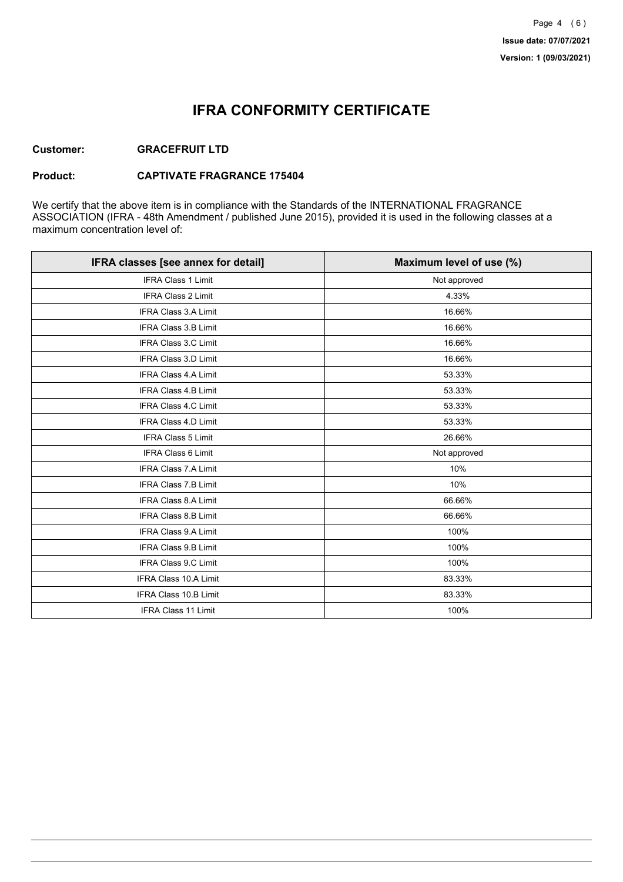# IFRA CONFORMITY CERTIFICATE

**Customer:** **GRACEFRUIT LTD**

**Product:** **CAPTIVATE FRAGRANCE 175404**

We certify that the above item is in compliance with the Standards of the INTERNATIONAL FRAGRANCE ASSOCIATION (IFRA - 48th Amendment / published June 2015), provided it is used in the following classes at a maximum concentration level of:

| IFRA classes [see annex for detail] | Maximum level of use (%) |
|---|---|
| IFRA Class 1 Limit | Not approved |
| IFRA Class 2 Limit | 4.33% |
| IFRA Class 3.A Limit | 16.66% |
| IFRA Class 3.B Limit | 16.66% |
| IFRA Class 3.C Limit | 16.66% |
| IFRA Class 3.D Limit | 16.66% |
| IFRA Class 4.A Limit | 53.33% |
| IFRA Class 4.B Limit | 53.33% |
| IFRA Class 4.C Limit | 53.33% |
| IFRA Class 4.D Limit | 53.33% |
| IFRA Class 5 Limit | 26.66% |
| IFRA Class 6 Limit | Not approved |
| IFRA Class 7.A Limit | 10% |
| IFRA Class 7.B Limit | 10% |
| IFRA Class 8.A Limit | 66.66% |
| IFRA Class 8.B Limit | 66.66% |
| IFRA Class 9.A Limit | 100% |
| IFRA Class 9.B Limit | 100% |
| IFRA Class 9.C Limit | 100% |
| IFRA Class 10.A Limit | 83.33% |
| IFRA Class 10.B Limit | 83.33% |
| IFRA Class 11 Limit | 100% |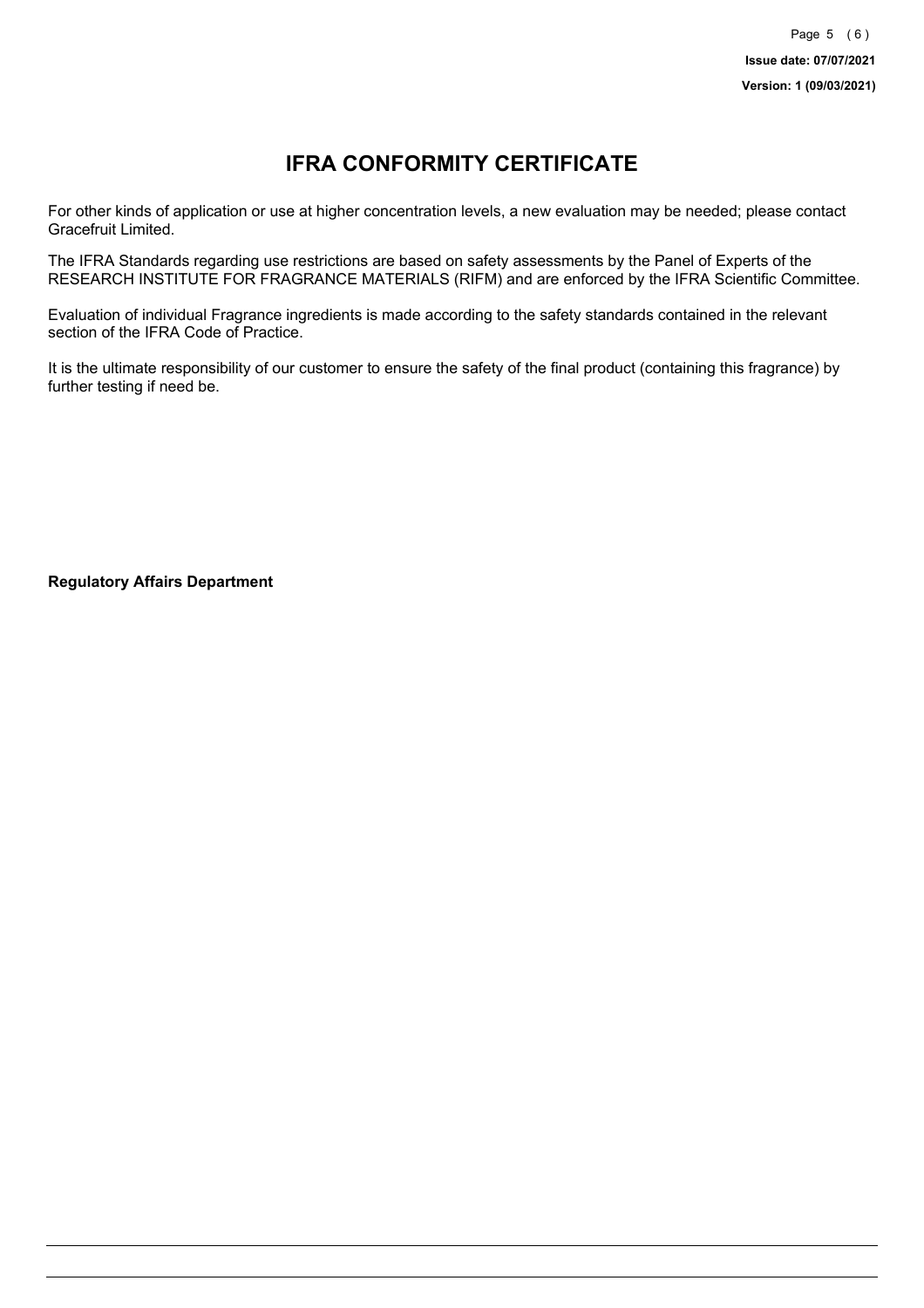# IFRA CONFORMITY CERTIFICATE

For other kinds of application or use at higher concentration levels, a new evaluation may be needed; please contact Gracefruit Limited.

The IFRA Standards regarding use restrictions are based on safety assessments by the Panel of Experts of the RESEARCH INSTITUTE FOR FRAGRANCE MATERIALS (RIFM) and are enforced by the IFRA Scientific Committee.

Evaluation of individual Fragrance ingredients is made according to the safety standards contained in the relevant section of the IFRA Code of Practice.

It is the ultimate responsibility of our customer to ensure the safety of the final product (containing this fragrance) by further testing if need be.

**Regulatory Affairs Department**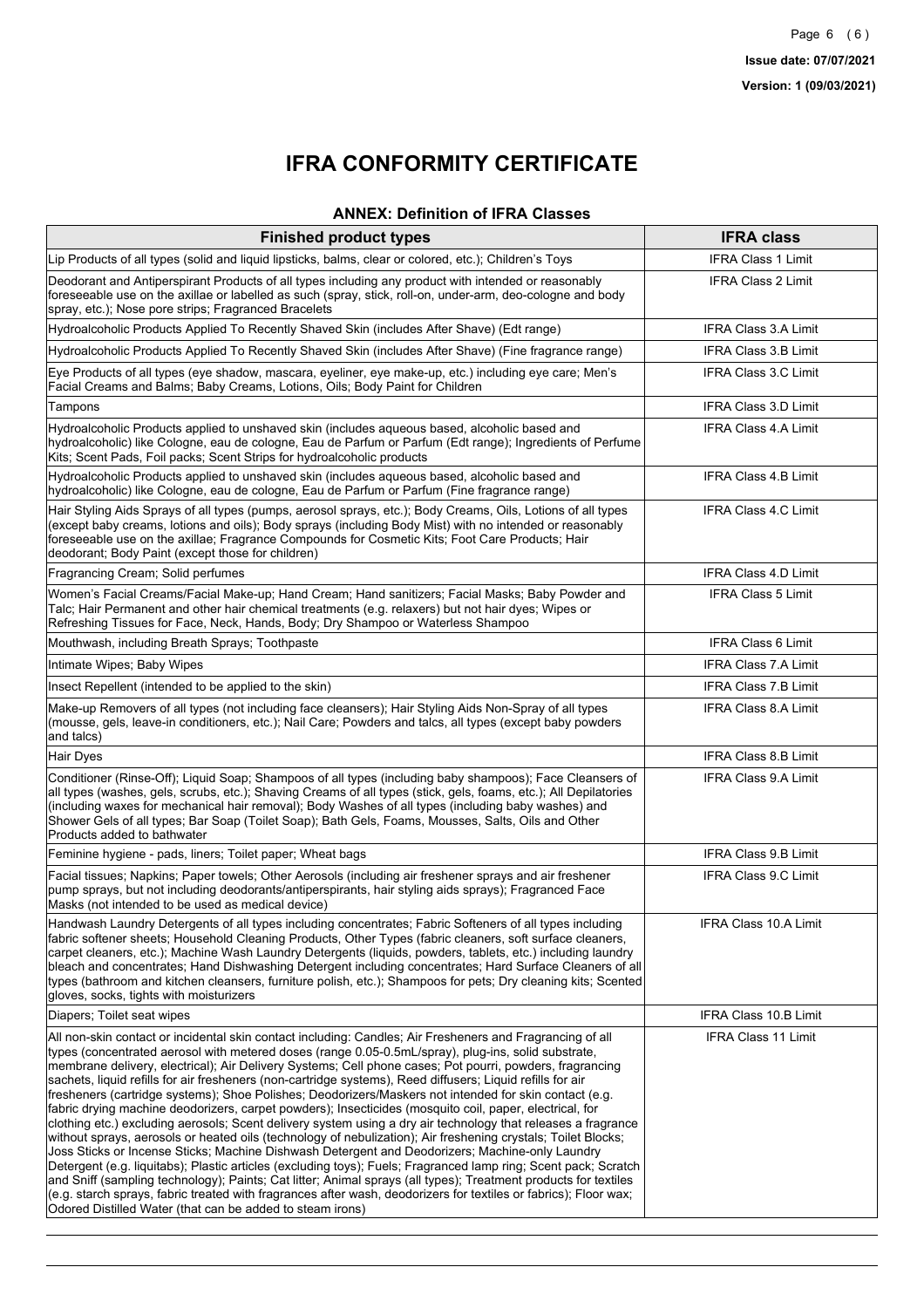**Issue date: 07/07/2021**

**Version: 1 (09/03/2021)**

# IFRA CONFORMITY CERTIFICATE

### ANNEX: Definition of IFRA Classes

| Finished product types | IFRA class |
|---|---|
| Lip Products of all types (solid and liquid lipsticks, balms, clear or colored, etc.); Children's Toys | IFRA Class 1 Limit |
| Deodorant and Antiperspirant Products of all types including any product with intended or reasonably foreseeable use on the axillae or labelled as such (spray, stick, roll-on, under-arm, deo-cologne and body spray, etc.); Nose pore strips; Fragranced Bracelets | IFRA Class 2 Limit |
| Hydroalcoholic Products Applied To Recently Shaved Skin (includes After Shave) (Edt range) | IFRA Class 3.A Limit |
| Hydroalcoholic Products Applied To Recently Shaved Skin (includes After Shave) (Fine fragrance range) | IFRA Class 3.B Limit |
| Eye Products of all types (eye shadow, mascara, eyeliner, eye make-up, etc.) including eye care; Men's Facial Creams and Balms; Baby Creams, Lotions, Oils; Body Paint for Children | IFRA Class 3.C Limit |
| Tampons | IFRA Class 3.D Limit |
| Hydroalcoholic Products applied to unshaved skin (includes aqueous based, alcoholic based and hydroalcoholic) like Cologne, eau de cologne, Eau de Parfum or Parfum (Edt range); Ingredients of Perfume Kits; Scent Pads, Foil packs; Scent Strips for hydroalcoholic products | IFRA Class 4.A Limit |
| Hydroalcoholic Products applied to unshaved skin (includes aqueous based, alcoholic based and hydroalcoholic) like Cologne, eau de cologne, Eau de Parfum or Parfum (Fine fragrance range) | IFRA Class 4.B Limit |
| Hair Styling Aids Sprays of all types (pumps, aerosol sprays, etc.); Body Creams, Oils, Lotions of all types (except baby creams, lotions and oils); Body sprays (including Body Mist) with no intended or reasonably foreseeable use on the axillae; Fragrance Compounds for Cosmetic Kits; Foot Care Products; Hair deodorant; Body Paint (except those for children) | IFRA Class 4.C Limit |
| Fragrancing Cream; Solid perfumes | IFRA Class 4.D Limit |
| Women's Facial Creams/Facial Make-up; Hand Cream; Hand sanitizers; Facial Masks; Baby Powder and Talc; Hair Permanent and other hair chemical treatments (e.g. relaxers) but not hair dyes; Wipes or Refreshing Tissues for Face, Neck, Hands, Body; Dry Shampoo or Waterless Shampoo | IFRA Class 5 Limit |
| Mouthwash, including Breath Sprays; Toothpaste | IFRA Class 6 Limit |
| Intimate Wipes; Baby Wipes | IFRA Class 7.A Limit |
| Insect Repellent (intended to be applied to the skin) | IFRA Class 7.B Limit |
| Make-up Removers of all types (not including face cleansers); Hair Styling Aids Non-Spray of all types (mousse, gels, leave-in conditioners, etc.); Nail Care; Powders and talcs, all types (except baby powders and talcs) | IFRA Class 8.A Limit |
| Hair Dyes | IFRA Class 8.B Limit |
| Conditioner (Rinse-Off); Liquid Soap; Shampoos of all types (including baby shampoos); Face Cleansers of all types (washes, gels, scrubs, etc.); Shaving Creams of all types (stick, gels, foams, etc.); All Depilatories (including waxes for mechanical hair removal); Body Washes of all types (including baby washes) and Shower Gels of all types; Bar Soap (Toilet Soap); Bath Gels, Foams, Mousses, Salts, Oils and Other Products added to bathwater | IFRA Class 9.A Limit |
| Feminine hygiene - pads, liners; Toilet paper; Wheat bags | IFRA Class 9.B Limit |
| Facial tissues; Napkins; Paper towels; Other Aerosols (including air freshener sprays and air freshener pump sprays, but not including deodorants/antiperspirants, hair styling aids sprays); Fragranced Face Masks (not intended to be used as medical device) | IFRA Class 9.C Limit |
| Handwash Laundry Detergents of all types including concentrates; Fabric Softeners of all types including fabric softener sheets; Household Cleaning Products, Other Types (fabric cleaners, soft surface cleaners, carpet cleaners, etc.); Machine Wash Laundry Detergents (liquids, powders, tablets, etc.) including laundry bleach and concentrates; Hand Dishwashing Detergent including concentrates; Hard Surface Cleaners of all types (bathroom and kitchen cleansers, furniture polish, etc.); Shampoos for pets; Dry cleaning kits; Scented gloves, socks, tights with moisturizers | IFRA Class 10.A Limit |
| Diapers; Toilet seat wipes | IFRA Class 10.B Limit |
| All non-skin contact or incidental skin contact including: Candles; Air Fresheners and Fragrancing of all types (concentrated aerosol with metered doses (range 0.05-0.5mL/spray), plug-ins, solid substrate, membrane delivery, electrical); Air Delivery Systems; Cell phone cases; Pot pourri, powders, fragrancing sachets, liquid refills for air fresheners (non-cartridge systems), Reed diffusers; Liquid refills for air fresheners (cartridge systems); Shoe Polishes; Deodorizers/Maskers not intended for skin contact (e.g. fabric drying machine deodorizers, carpet powders); Insecticides (mosquito coil, paper, electrical, for clothing etc.) excluding aerosols; Scent delivery system using a dry air technology that releases a fragrance without sprays, aerosols or heated oils (technology of nebulization); Air freshening crystals; Toilet Blocks; Joss Sticks or Incense Sticks; Machine Dishwash Detergent and Deodorizers; Machine-only Laundry Detergent (e.g. liquitabs); Plastic articles (excluding toys); Fuels; Fragranced lamp ring; Scent pack; Scratch and Sniff (sampling technology); Paints; Cat litter; Animal sprays (all types); Treatment products for textiles (e.g. starch sprays, fabric treated with fragrances after wash, deodorizers for textiles or fabrics); Floor wax; Odored Distilled Water (that can be added to steam irons) | IFRA Class 11 Limit |